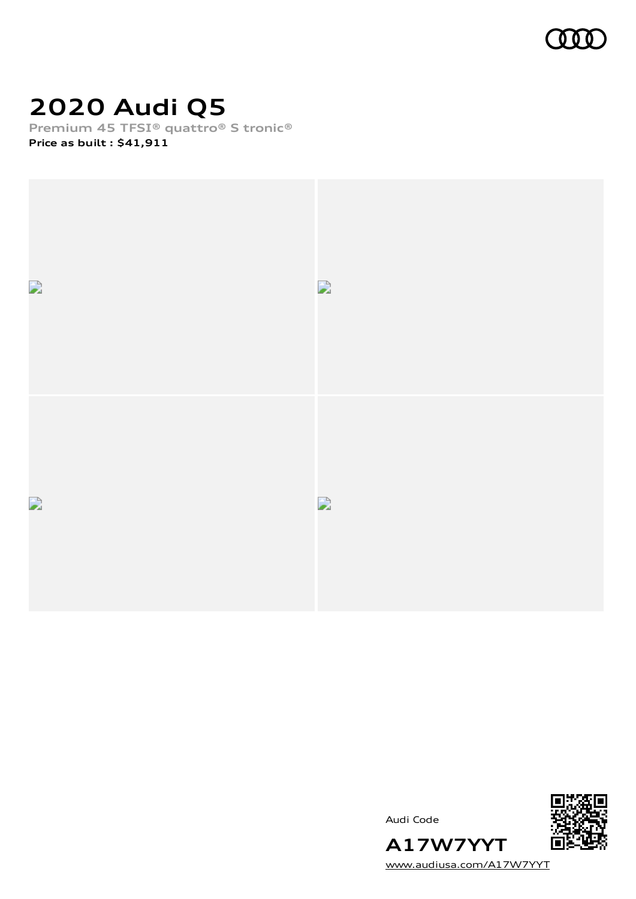# 2020 Audi Q5

Premium 45 TFSI® quattro® S tronic®

**Price as built : $41,911**

Audi Code

**A17W7YYT**

www.audiusa.com/A17W7YYT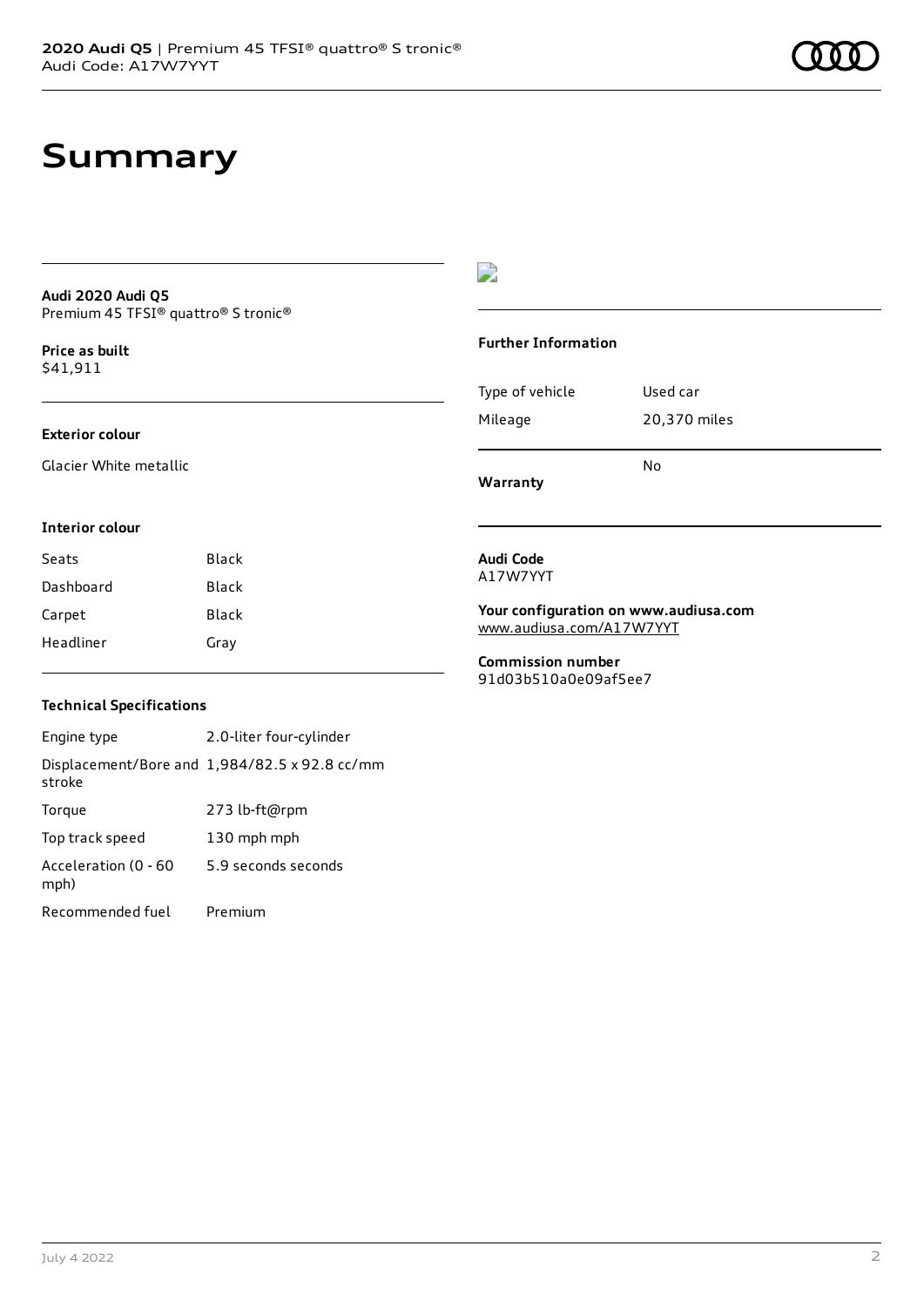# Summary

**Audi 2020 Audi Q5**
Premium 45 TFSI® quattro® S tronic®

**Price as built**
$41,911

**Exterior colour**

Glacier White metallic

**Interior colour**

| Seats | Black |
| --- | --- |
| Dashboard | Black |
| Carpet | Black |
| Headliner | Gray |

**Technical Specifications**

| Engine type | 2.0-liter four-cylinder |
| --- | --- |
| Displacement/Bore and stroke | 1,984/82.5 x 92.8 cc/mm |
| Torque | 273 lb-ft@rpm |
| Top track speed | 130 mph mph |
| Acceleration (0 - 60 mph) | 5.9 seconds seconds |
| Recommended fuel | Premium |

**Further Information**

| Type of vehicle | Used car |
| --- | --- |
| Mileage | 20,370 miles |
| **Warranty** | No |

**Audi Code**
A17W7YYT

**Your configuration on www.audiusa.com**
www.audiusa.com/A17W7YYT

**Commission number**
91d03b510a0e09af5ee7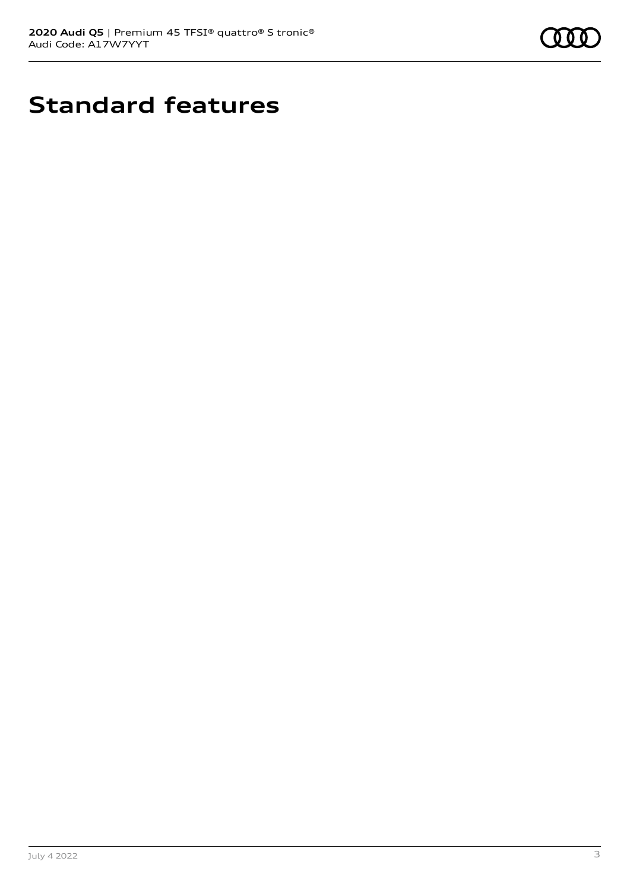# Standard features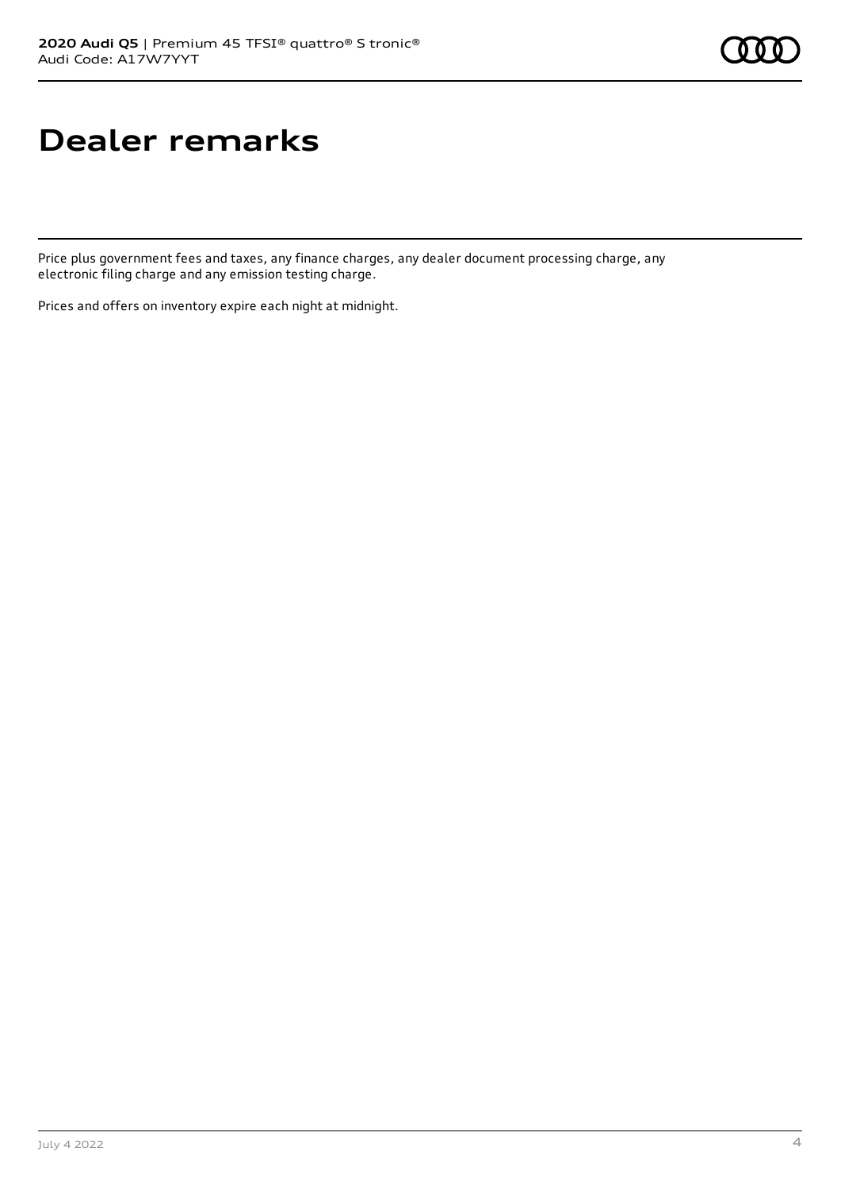# Dealer remarks

Price plus government fees and taxes, any finance charges, any dealer document processing charge, any electronic filing charge and any emission testing charge.

Prices and offers on inventory expire each night at midnight.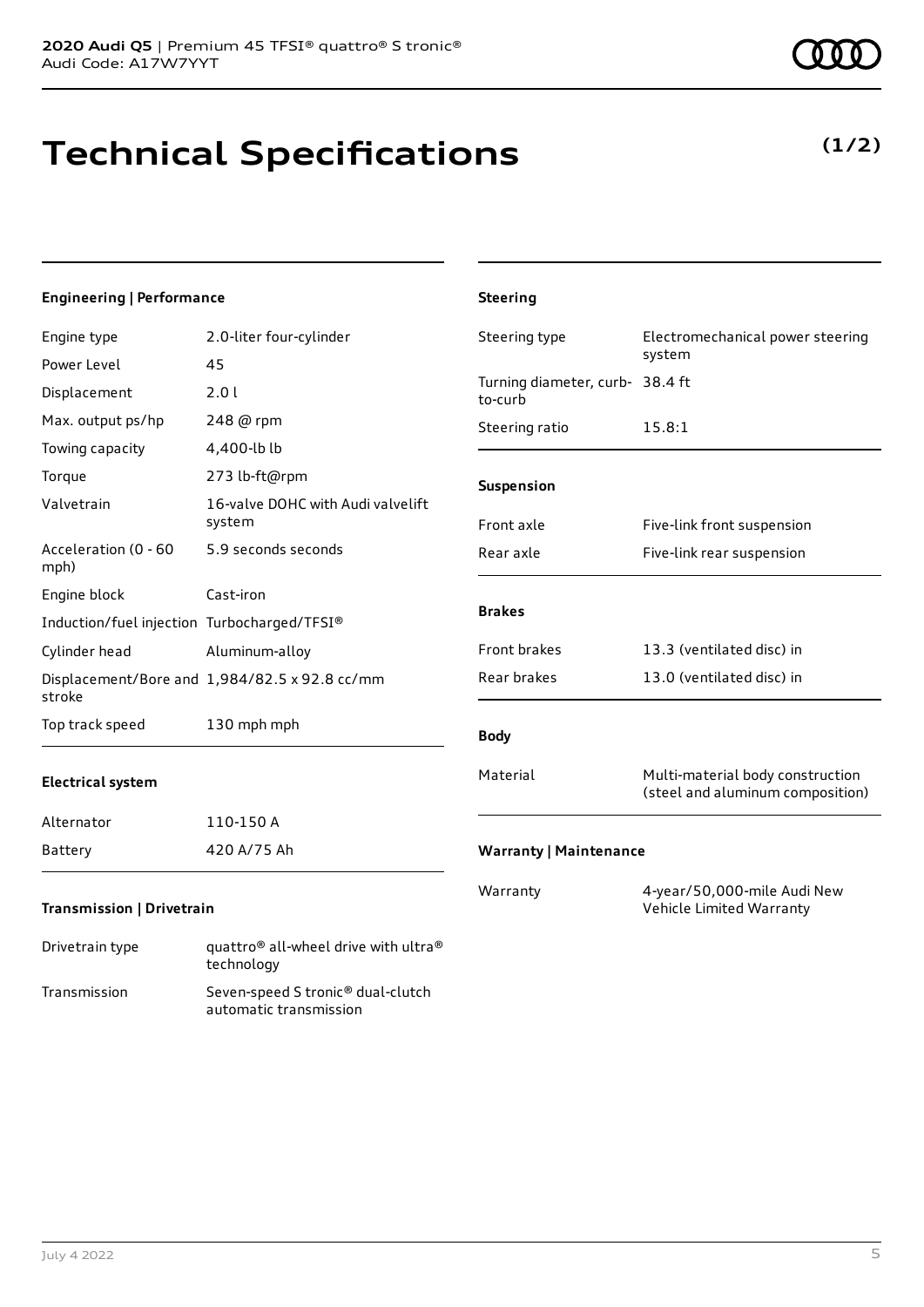# Technical Specifications

**(1/2)**

## Engineering | Performance

| | |
|---|---|
| Engine type | 2.0-liter four-cylinder |
| Power Level | 45 |
| Displacement | 2.0 l |
| Max. output ps/hp | 248 @ rpm |
| Towing capacity | 4,400-lb lb |
| Torque | 273 lb-ft@rpm |
| Valvetrain | 16-valve DOHC with Audi valvelift system |
| Acceleration (0 - 60 mph) | 5.9 seconds seconds |
| Engine block | Cast-iron |
| Induction/fuel injection | Turbocharged/TFSI® |
| Cylinder head | Aluminum-alloy |
| Displacement/Bore and stroke | 1,984/82.5 x 92.8 cc/mm |
| Top track speed | 130 mph mph |

## Electrical system

| | |
|---|---|
| Alternator | 110-150 A |
| Battery | 420 A/75 Ah |

## Transmission | Drivetrain

| | |
|---|---|
| Drivetrain type | quattro® all-wheel drive with ultra® technology |
| Transmission | Seven-speed S tronic® dual-clutch automatic transmission |

## Steering

| | |
|---|---|
| Steering type | Electromechanical power steering system |
| Turning diameter, curb-to-curb | 38.4 ft |
| Steering ratio | 15.8:1 |

## Suspension

| | |
|---|---|
| Front axle | Five-link front suspension |
| Rear axle | Five-link rear suspension |

## Brakes

| | |
|---|---|
| Front brakes | 13.3 (ventilated disc) in |
| Rear brakes | 13.0 (ventilated disc) in |

## Body

| | |
|---|---|
| Material | Multi-material body construction (steel and aluminum composition) |

## Warranty | Maintenance

| | |
|---|---|
| Warranty | 4-year/50,000-mile Audi New Vehicle Limited Warranty |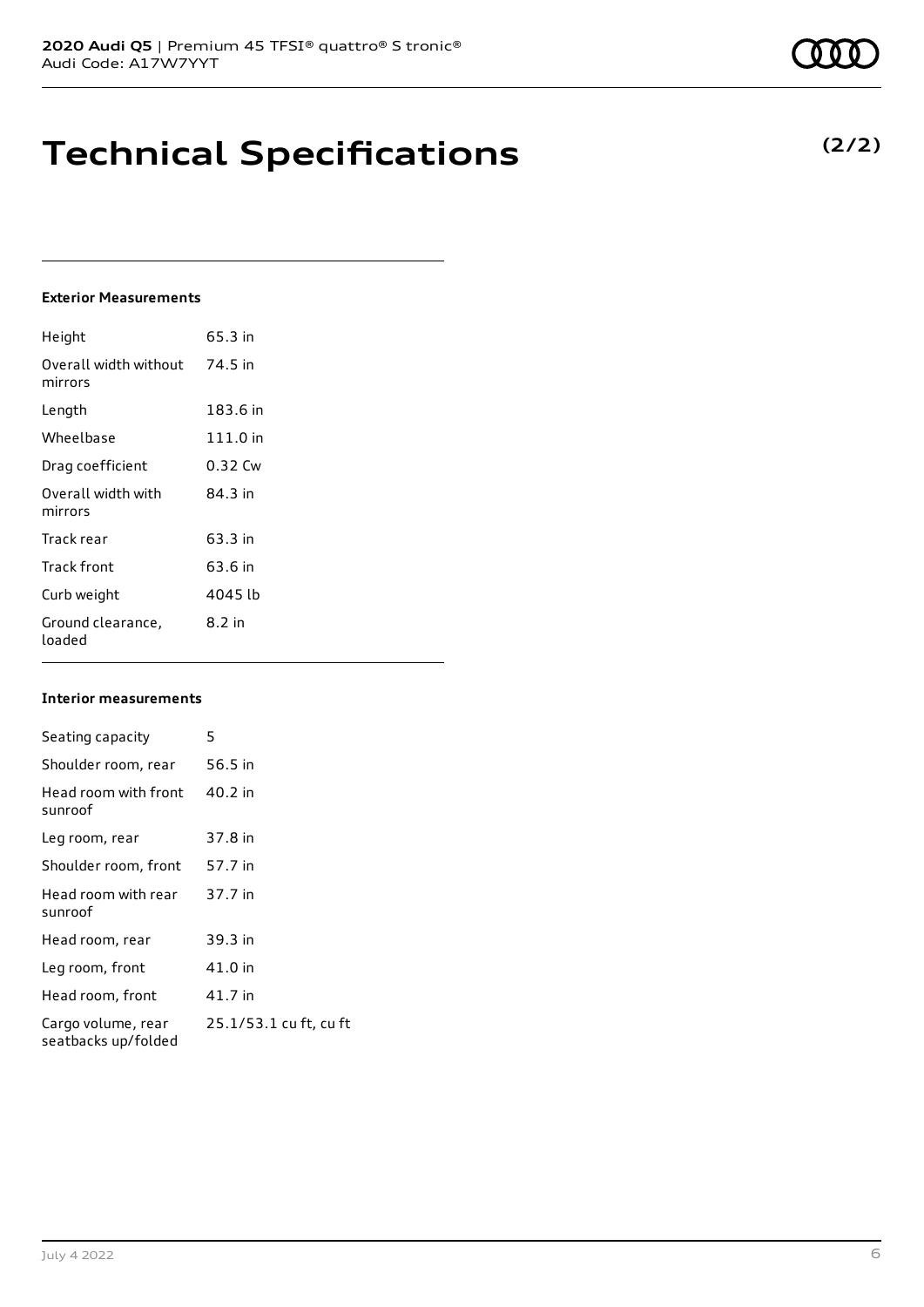# Technical Specifications

**(2/2)**

### Exterior Measurements

| | |
|---|---|
| Height | 65.3 in |
| Overall width without mirrors | 74.5 in |
| Length | 183.6 in |
| Wheelbase | 111.0 in |
| Drag coefficient | 0.32 Cw |
| Overall width with mirrors | 84.3 in |
| Track rear | 63.3 in |
| Track front | 63.6 in |
| Curb weight | 4045 lb |
| Ground clearance, loaded | 8.2 in |

### Interior measurements

| | |
|---|---|
| Seating capacity | 5 |
| Shoulder room, rear | 56.5 in |
| Head room with front sunroof | 40.2 in |
| Leg room, rear | 37.8 in |
| Shoulder room, front | 57.7 in |
| Head room with rear sunroof | 37.7 in |
| Head room, rear | 39.3 in |
| Leg room, front | 41.0 in |
| Head room, front | 41.7 in |
| Cargo volume, rear seatbacks up/folded | 25.1/53.1 cu ft, cu ft |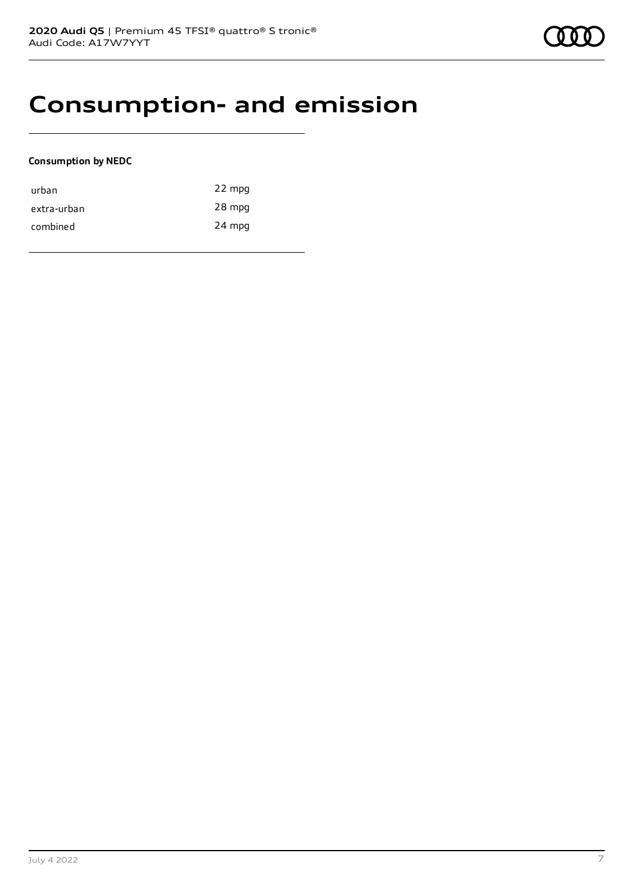# Consumption- and emission

**Consumption by NEDC**

| | |
|---|---|
| urban | 22 mpg |
| extra-urban | 28 mpg |
| combined | 24 mpg |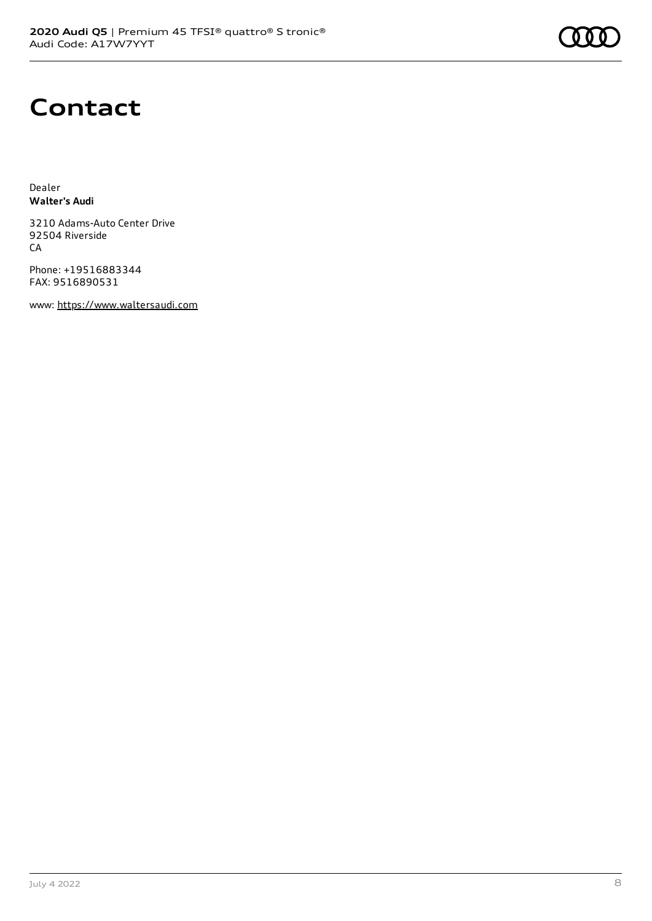# Contact

Dealer
**Walter's Audi**

3210 Adams-Auto Center Drive
92504 Riverside
CA

Phone: +19516883344
FAX: 9516890531

www: https://www.waltersaudi.com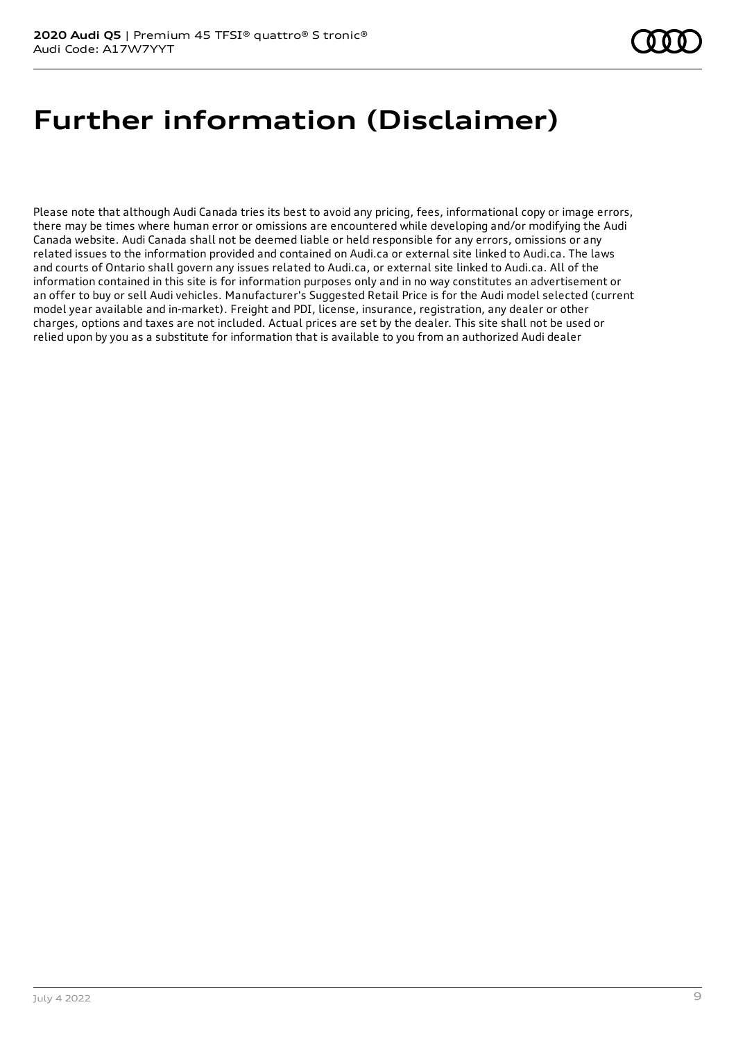# Further information (Disclaimer)

Please note that although Audi Canada tries its best to avoid any pricing, fees, informational copy or image errors, there may be times where human error or omissions are encountered while developing and/or modifying the Audi Canada website. Audi Canada shall not be deemed liable or held responsible for any errors, omissions or any related issues to the information provided and contained on Audi.ca or external site linked to Audi.ca. The laws and courts of Ontario shall govern any issues related to Audi.ca, or external site linked to Audi.ca. All of the information contained in this site is for information purposes only and in no way constitutes an advertisement or an offer to buy or sell Audi vehicles. Manufacturer's Suggested Retail Price is for the Audi model selected (current model year available and in-market). Freight and PDI, license, insurance, registration, any dealer or other charges, options and taxes are not included. Actual prices are set by the dealer. This site shall not be used or relied upon by you as a substitute for information that is available to you from an authorized Audi dealer